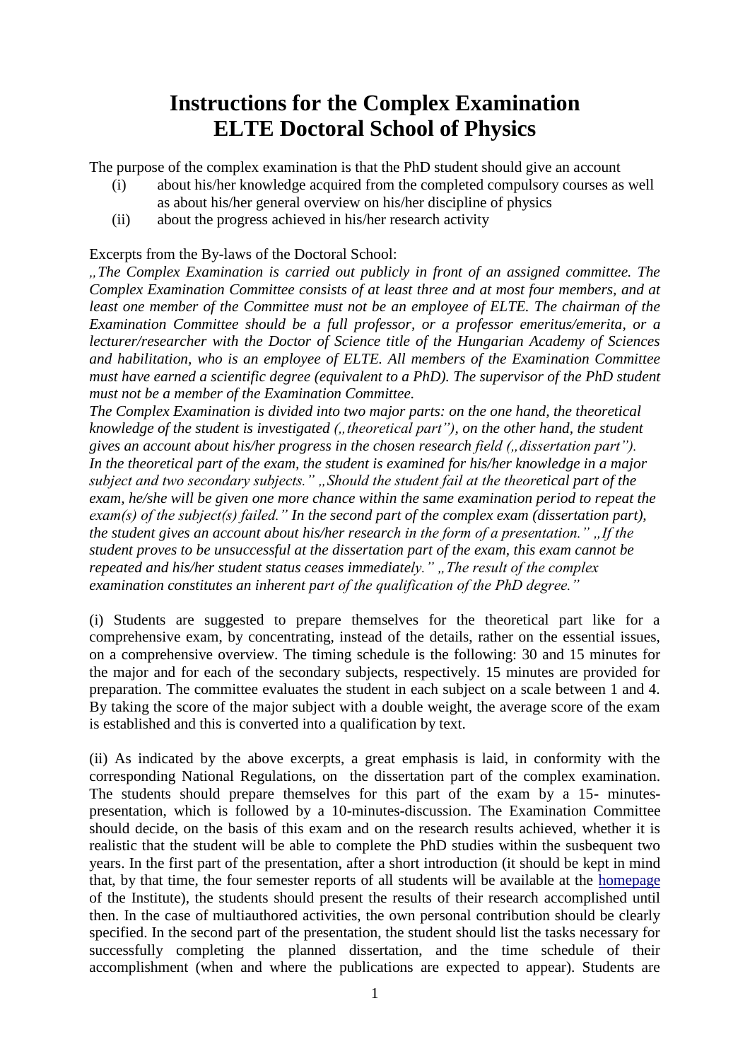# Instructions for the Complex Examination
# ELTE Doctoral School of Physics

The purpose of the complex examination is that the PhD student should give an account

(i) about his/her knowledge acquired from the completed compulsory courses as well as about his/her general overview on his/her discipline of physics

(ii) about the progress achieved in his/her research activity

Excerpts from the By-laws of the Doctoral School:

*„The Complex Examination is carried out publicly in front of an assigned committee. The Complex Examination Committee consists of at least three and at most four members, and at least one member of the Committee must not be an employee of ELTE. The chairman of the Examination Committee should be a full professor, or a professor emeritus/emerita, or a lecturer/researcher with the Doctor of Science title of the Hungarian Academy of Sciences and habilitation, who is an employee of ELTE. All members of the Examination Committee must have earned a scientific degree (equivalent to a PhD). The supervisor of the PhD student must not be a member of the Examination Committee.*
*The Complex Examination is divided into two major parts: on the one hand, the theoretical knowledge of the student is investigated („theoretical part"), on the other hand, the student gives an account about his/her progress in the chosen research field („dissertation part"). In the theoretical part of the exam, the student is examined for his/her knowledge in a major subject and two secondary subjects." „Should the student fail at the theoretical part of the exam, he/she will be given one more chance within the same examination period to repeat the exam(s) of the subject(s) failed." In the second part of the complex exam (dissertation part), the student gives an account about his/her research in the form of a presentation." „If the student proves to be unsuccessful at the dissertation part of the exam, this exam cannot be repeated and his/her student status ceases immediately." „The result of the complex examination constitutes an inherent part of the qualification of the PhD degree."*

(i) Students are suggested to prepare themselves for the theoretical part like for a comprehensive exam, by concentrating, instead of the details, rather on the essential issues, on a comprehensive overview. The timing schedule is the following: 30 and 15 minutes for the major and for each of the secondary subjects, respectively. 15 minutes are provided for preparation. The committee evaluates the student in each subject on a scale between 1 and 4. By taking the score of the major subject with a double weight, the average score of the exam is established and this is converted into a qualification by text.

(ii) As indicated by the above excerpts, a great emphasis is laid, in conformity with the corresponding National Regulations, on the dissertation part of the complex examination. The students should prepare themselves for this part of the exam by a 15- minutes-presentation, which is followed by a 10-minutes-discussion. The Examination Committee should decide, on the basis of this exam and on the research results achieved, whether it is realistic that the student will be able to complete the PhD studies within the susbequent two years. In the first part of the presentation, after a short introduction (it should be kept in mind that, by that time, the four semester reports of all students will be available at the homepage of the Institute), the students should present the results of their research accomplished until then. In the case of multiauthored activities, the own personal contribution should be clearly specified. In the second part of the presentation, the student should list the tasks necessary for successfully completing the planned dissertation, and the time schedule of their accomplishment (when and where the publications are expected to appear). Students are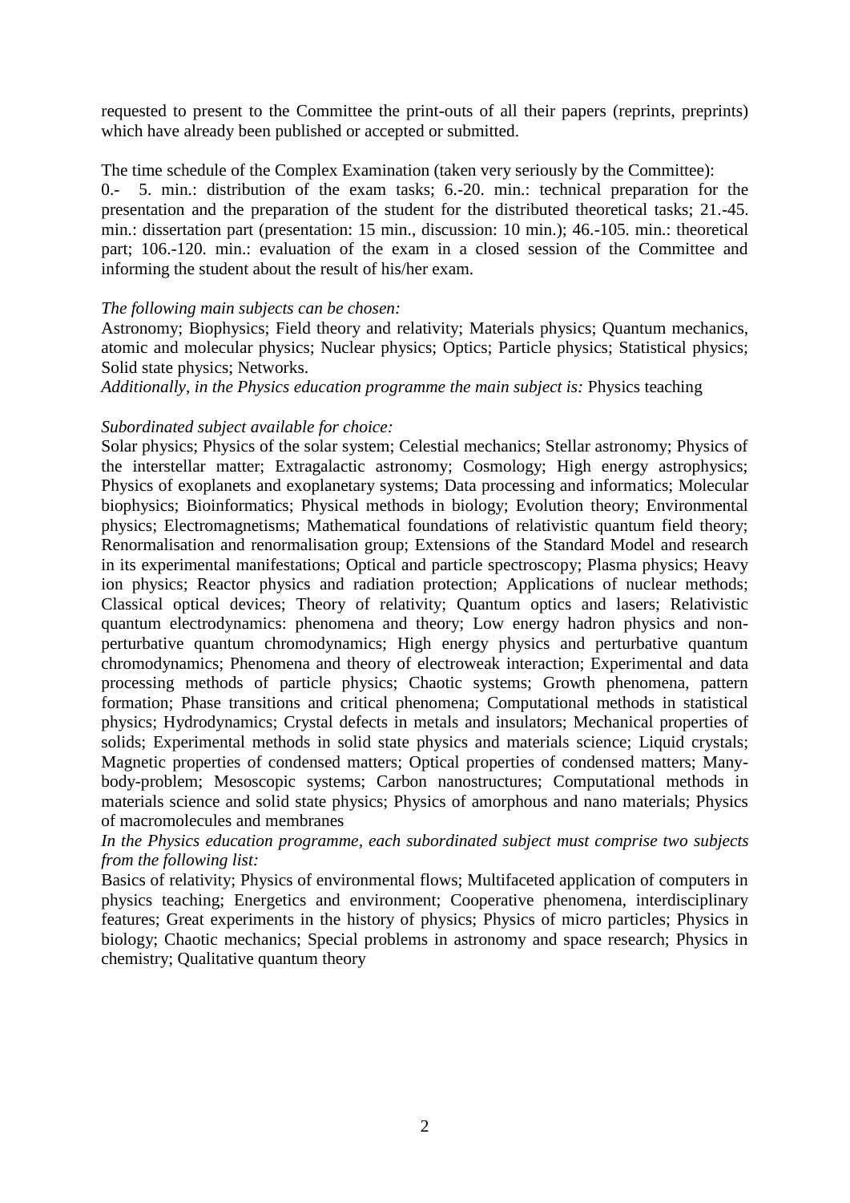requested to present to the Committee the print-outs of all their papers (reprints, preprints) which have already been published or accepted or submitted.

The time schedule of the Complex Examination (taken very seriously by the Committee):
0.- 5. min.: distribution of the exam tasks; 6.-20. min.: technical preparation for the presentation and the preparation of the student for the distributed theoretical tasks; 21.-45. min.: dissertation part (presentation: 15 min., discussion: 10 min.); 46.-105. min.: theoretical part; 106.-120. min.: evaluation of the exam in a closed session of the Committee and informing the student about the result of his/her exam.

*The following main subjects can be chosen:*
Astronomy; Biophysics; Field theory and relativity; Materials physics; Quantum mechanics, atomic and molecular physics; Nuclear physics; Optics; Particle physics; Statistical physics; Solid state physics; Networks.
*Additionally, in the Physics education programme the main subject is:* Physics teaching

*Subordinated subject available for choice:*
Solar physics; Physics of the solar system; Celestial mechanics; Stellar astronomy; Physics of the interstellar matter; Extragalactic astronomy; Cosmology; High energy astrophysics; Physics of exoplanets and exoplanetary systems; Data processing and informatics; Molecular biophysics; Bioinformatics; Physical methods in biology; Evolution theory; Environmental physics; Electromagnetisms; Mathematical foundations of relativistic quantum field theory; Renormalisation and renormalisation group; Extensions of the Standard Model and research in its experimental manifestations; Optical and particle spectroscopy; Plasma physics; Heavy ion physics; Reactor physics and radiation protection; Applications of nuclear methods; Classical optical devices; Theory of relativity; Quantum optics and lasers; Relativistic quantum electrodynamics: phenomena and theory; Low energy hadron physics and non-perturbative quantum chromodynamics; High energy physics and perturbative quantum chromodynamics; Phenomena and theory of electroweak interaction; Experimental and data processing methods of particle physics; Chaotic systems; Growth phenomena, pattern formation; Phase transitions and critical phenomena; Computational methods in statistical physics; Hydrodynamics; Crystal defects in metals and insulators; Mechanical properties of solids; Experimental methods in solid state physics and materials science; Liquid crystals; Magnetic properties of condensed matters; Optical properties of condensed matters; Many-body-problem; Mesoscopic systems; Carbon nanostructures; Computational methods in materials science and solid state physics; Physics of amorphous and nano materials; Physics of macromolecules and membranes

*In the Physics education programme, each subordinated subject must comprise two subjects from the following list:*
Basics of relativity; Physics of environmental flows; Multifaceted application of computers in physics teaching; Energetics and environment; Cooperative phenomena, interdisciplinary features; Great experiments in the history of physics; Physics of micro particles; Physics in biology; Chaotic mechanics; Special problems in astronomy and space research; Physics in chemistry; Qualitative quantum theory